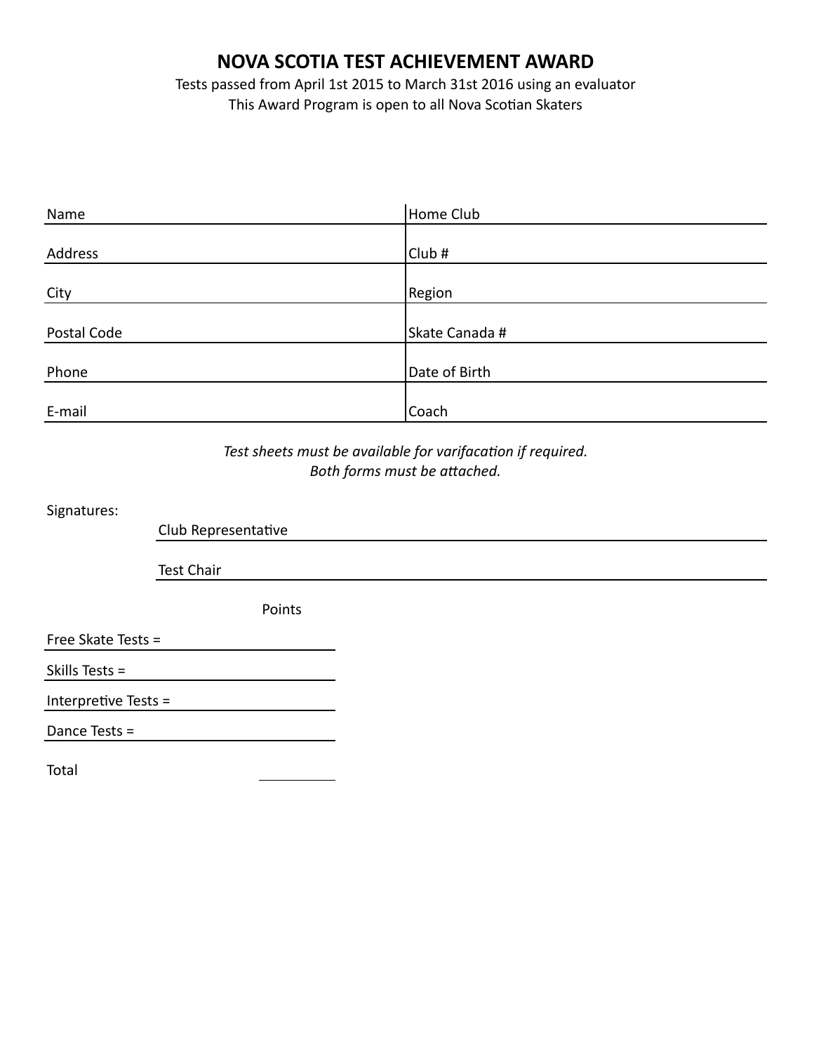# NOVA SCOTIA TEST ACHIEVEMENT AWARD

Tests passed from April 1st 2015 to March 31st 2016 using an evaluator

This Award Program is open to all Nova Scotian Skaters

| | |
|---|---|
| Name | Home Club |
| Address | Club # |
| City | Region |
| Postal Code | Skate Canada # |
| Phone | Date of Birth |
| E-mail | Coach |

*Test sheets must be available for varifacation if required.*
*Both forms must be attached.*

Signatures:

Club Representative \_\_\_\_\_\_\_\_\_\_\_\_\_\_\_\_\_\_\_\_

Test Chair \_\_\_\_\_\_\_\_\_\_\_\_\_\_\_\_\_\_\_\_

| | Points |
|---|---|
| Free Skate Tests = | |
| Skills Tests = | |
| Interpretive Tests = | |
| Dance Tests = | |
| Total | |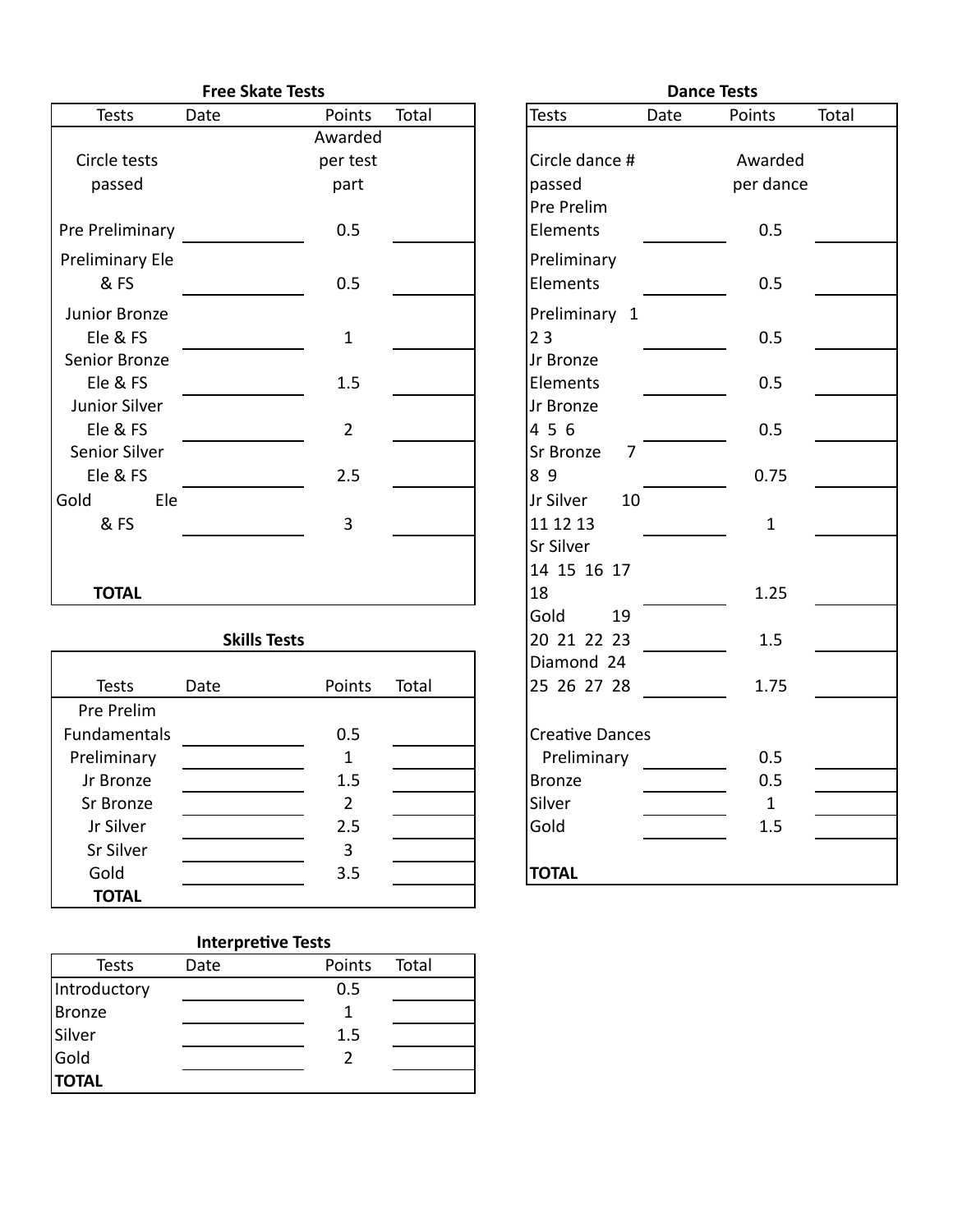### Free Skate Tests

| Tests | Date | Points | Total |
|---|---|---|---|
| Circle tests passed | | Awarded per test part | |
| Pre Preliminary | | 0.5 | |
| Preliminary Ele & FS | | 0.5 | |
| Junior Bronze Ele & FS | | 1 | |
| Senior Bronze Ele & FS | | 1.5 | |
| Junior Silver Ele & FS | | 2 | |
| Senior Silver Ele & FS | | 2.5 | |
| Gold Ele & FS | | 3 | |
| **TOTAL** | | | |

### Skills Tests

| Tests | Date | Points | Total |
|---|---|---|---|
| Pre Prelim Fundamentals | | 0.5 | |
| Preliminary | | 1 | |
| Jr Bronze | | 1.5 | |
| Sr Bronze | | 2 | |
| Jr Silver | | 2.5 | |
| Sr Silver | | 3 | |
| Gold | | 3.5 | |
| **TOTAL** | | | |

### Interpretive Tests

| Tests | Date | Points | Total |
|---|---|---|---|
| Introductory | | 0.5 | |
| Bronze | | 1 | |
| Silver | | 1.5 | |
| Gold | | 2 | |
| **TOTAL** | | | |

### Dance Tests

| Tests | Date | Points | Total |
|---|---|---|---|
| Circle dance # passed | | Awarded per dance | |
| Pre Prelim Elements | | 0.5 | |
| Preliminary Elements | | 0.5 | |
| Preliminary 1 2 3 | | 0.5 | |
| Jr Bronze Elements | | 0.5 | |
| Jr Bronze 4 5 6 | | 0.5 | |
| Sr Bronze 7 8 9 | | 0.75 | |
| Jr Silver 10 11 12 13 | | 1 | |
| Sr Silver 14 15 16 17 18 | | 1.25 | |
| Gold 19 20 21 22 23 | | 1.5 | |
| Diamond 24 25 26 27 28 | | 1.75 | |
| Creative Dances | | | |
| Preliminary | | 0.5 | |
| Bronze | | 0.5 | |
| Silver | | 1 | |
| Gold | | 1.5 | |
| **TOTAL** | | | |